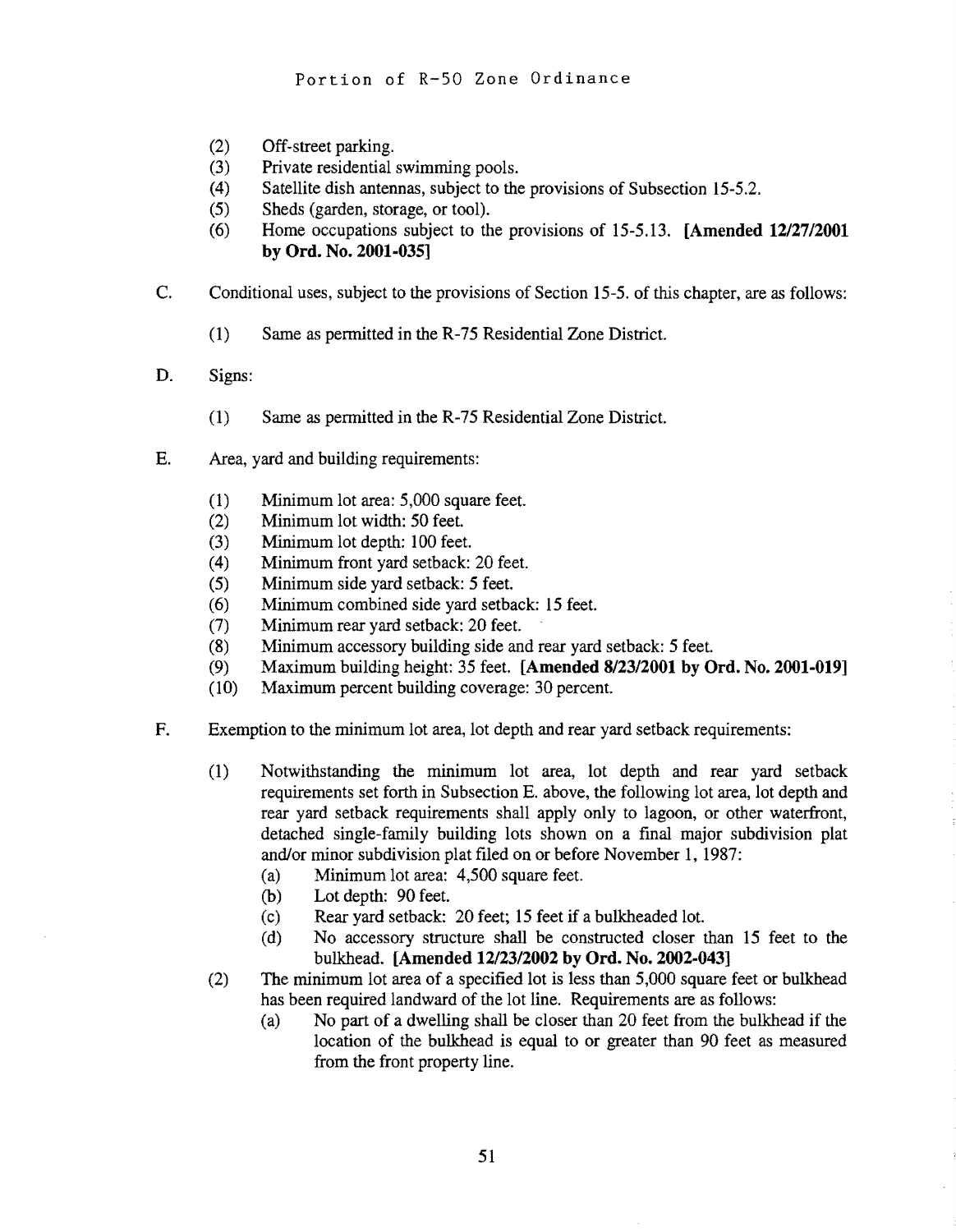Portion of R-50 Zone Ordinance

(2) Off-street parking.
(3) Private residential swimming pools.
(4) Satellite dish antennas, subject to the provisions of Subsection 15-5.2.
(5) Sheds (garden, storage, or tool).
(6) Home occupations subject to the provisions of 15-5.13. **[Amended 12/27/2001 by Ord. No. 2001-035]**

C. Conditional uses, subject to the provisions of Section 15-5. of this chapter, are as follows:

(1) Same as permitted in the R-75 Residential Zone District.

D. Signs:

(1) Same as permitted in the R-75 Residential Zone District.

E. Area, yard and building requirements:

(1) Minimum lot area: 5,000 square feet.
(2) Minimum lot width: 50 feet.
(3) Minimum lot depth: 100 feet.
(4) Minimum front yard setback: 20 feet.
(5) Minimum side yard setback: 5 feet.
(6) Minimum combined side yard setback: 15 feet.
(7) Minimum rear yard setback: 20 feet.
(8) Minimum accessory building side and rear yard setback: 5 feet.
(9) Maximum building height: 35 feet. **[Amended 8/23/2001 by Ord. No. 2001-019]**
(10) Maximum percent building coverage: 30 percent.

F. Exemption to the minimum lot area, lot depth and rear yard setback requirements:

(1) Notwithstanding the minimum lot area, lot depth and rear yard setback requirements set forth in Subsection E. above, the following lot area, lot depth and rear yard setback requirements shall apply only to lagoon, or other waterfront, detached single-family building lots shown on a final major subdivision plat and/or minor subdivision plat filed on or before November 1, 1987:
   (a) Minimum lot area: 4,500 square feet.
   (b) Lot depth: 90 feet.
   (c) Rear yard setback: 20 feet; 15 feet if a bulkheaded lot.
   (d) No accessory structure shall be constructed closer than 15 feet to the bulkhead. **[Amended 12/23/2002 by Ord. No. 2002-043]**

(2) The minimum lot area of a specified lot is less than 5,000 square feet or bulkhead has been required landward of the lot line. Requirements are as follows:
   (a) No part of a dwelling shall be closer than 20 feet from the bulkhead if the location of the bulkhead is equal to or greater than 90 feet as measured from the front property line.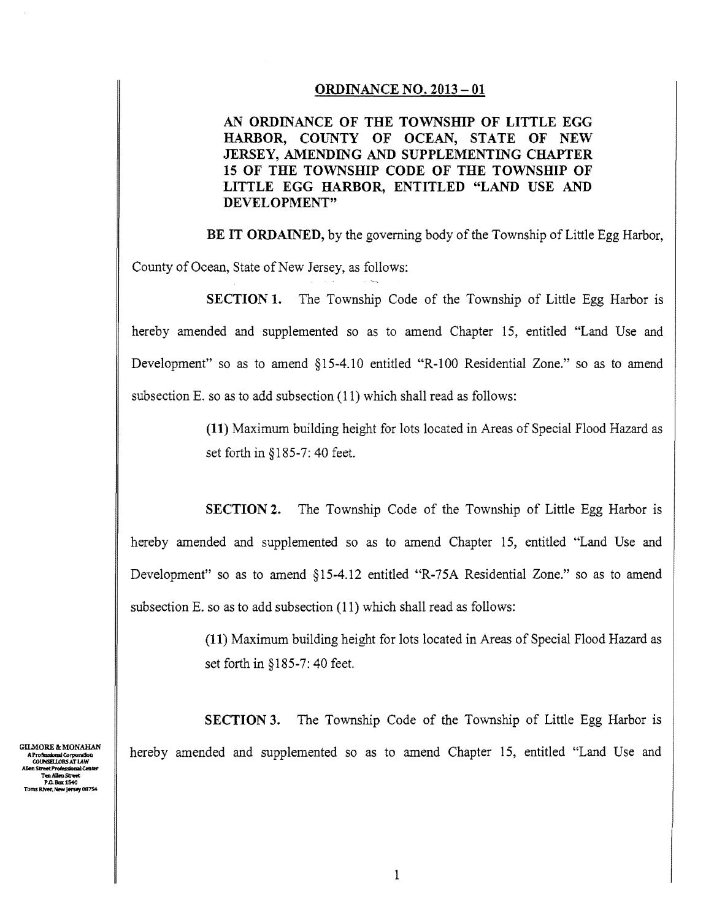## ORDINANCE NO. 2013 – 01

**AN ORDINANCE OF THE TOWNSHIP OF LITTLE EGG HARBOR, COUNTY OF OCEAN, STATE OF NEW JERSEY, AMENDING AND SUPPLEMENTING CHAPTER 15 OF THE TOWNSHIP CODE OF THE TOWNSHIP OF LITTLE EGG HARBOR, ENTITLED "LAND USE AND DEVELOPMENT"**

**BE IT ORDAINED,** by the governing body of the Township of Little Egg Harbor, County of Ocean, State of New Jersey, as follows:

**SECTION 1.** The Township Code of the Township of Little Egg Harbor is hereby amended and supplemented so as to amend Chapter 15, entitled "Land Use and Development" so as to amend §15-4.10 entitled "R-100 Residential Zone." so as to amend subsection E. so as to add subsection (11) which shall read as follows:

> **(11)** Maximum building height for lots located in Areas of Special Flood Hazard as set forth in §185-7: 40 feet.

**SECTION 2.** The Township Code of the Township of Little Egg Harbor is hereby amended and supplemented so as to amend Chapter 15, entitled "Land Use and Development" so as to amend §15-4.12 entitled "R-75A Residential Zone." so as to amend subsection E. so as to add subsection (11) which shall read as follows:

> **(11)** Maximum building height for lots located in Areas of Special Flood Hazard as set forth in §185-7: 40 feet.

**SECTION 3.** The Township Code of the Township of Little Egg Harbor is hereby amended and supplemented so as to amend Chapter 15, entitled "Land Use and

GILMORE & MONAHAN
A Professional Corporation
COUNSELLORS AT LAW
Allen Street Professional Center
Ten Allen Street
P.O. Box 1540
Toms River, New Jersey 08754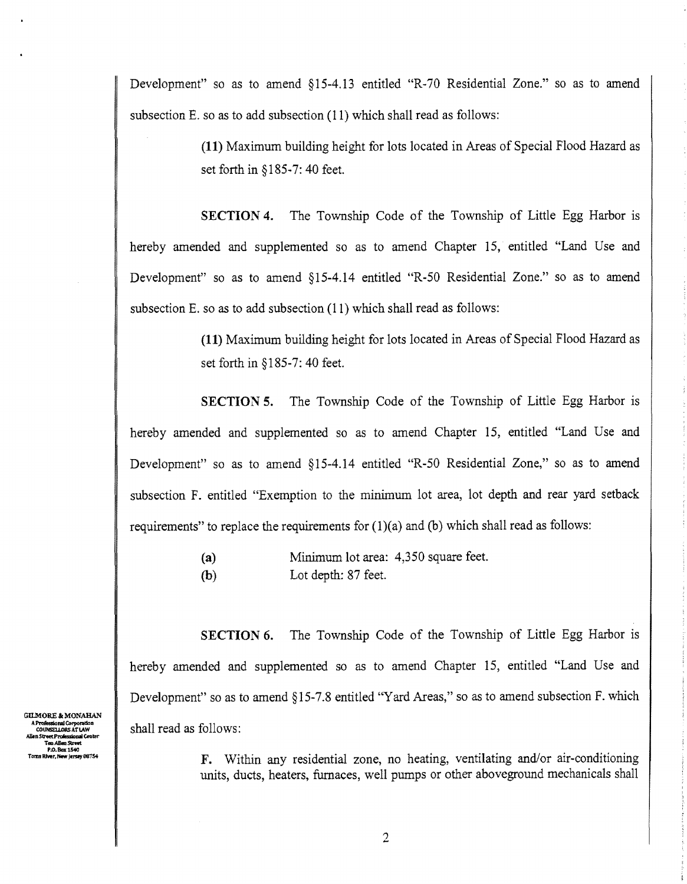Development" so as to amend §15-4.13 entitled "R-70 Residential Zone." so as to amend subsection E. so as to add subsection (11) which shall read as follows:

> **(11)** Maximum building height for lots located in Areas of Special Flood Hazard as set forth in §185-7: 40 feet.

**SECTION 4.** The Township Code of the Township of Little Egg Harbor is hereby amended and supplemented so as to amend Chapter 15, entitled "Land Use and Development" so as to amend §15-4.14 entitled "R-50 Residential Zone." so as to amend subsection E. so as to add subsection (11) which shall read as follows:

> **(11)** Maximum building height for lots located in Areas of Special Flood Hazard as set forth in §185-7: 40 feet.

**SECTION 5.** The Township Code of the Township of Little Egg Harbor is hereby amended and supplemented so as to amend Chapter 15, entitled "Land Use and Development" so as to amend §15-4.14 entitled "R-50 Residential Zone," so as to amend subsection F. entitled "Exemption to the minimum lot area, lot depth and rear yard setback requirements" to replace the requirements for (1)(a) and (b) which shall read as follows:

> **(a)** Minimum lot area: 4,350 square feet.
>
> **(b)** Lot depth: 87 feet.

**SECTION 6.** The Township Code of the Township of Little Egg Harbor is hereby amended and supplemented so as to amend Chapter 15, entitled "Land Use and Development" so as to amend §15-7.8 entitled "Yard Areas," so as to amend subsection F. which shall read as follows:

> **F.** Within any residential zone, no heating, ventilating and/or air-conditioning units, ducts, heaters, furnaces, well pumps or other aboveground mechanicals shall

GILMORE & MONAHAN
A Professional Corporation
COUNSELLORS AT LAW
Allen Street Professional Center
Ten Allen Street
P.O. Box 1540
Toms River, New Jersey 08754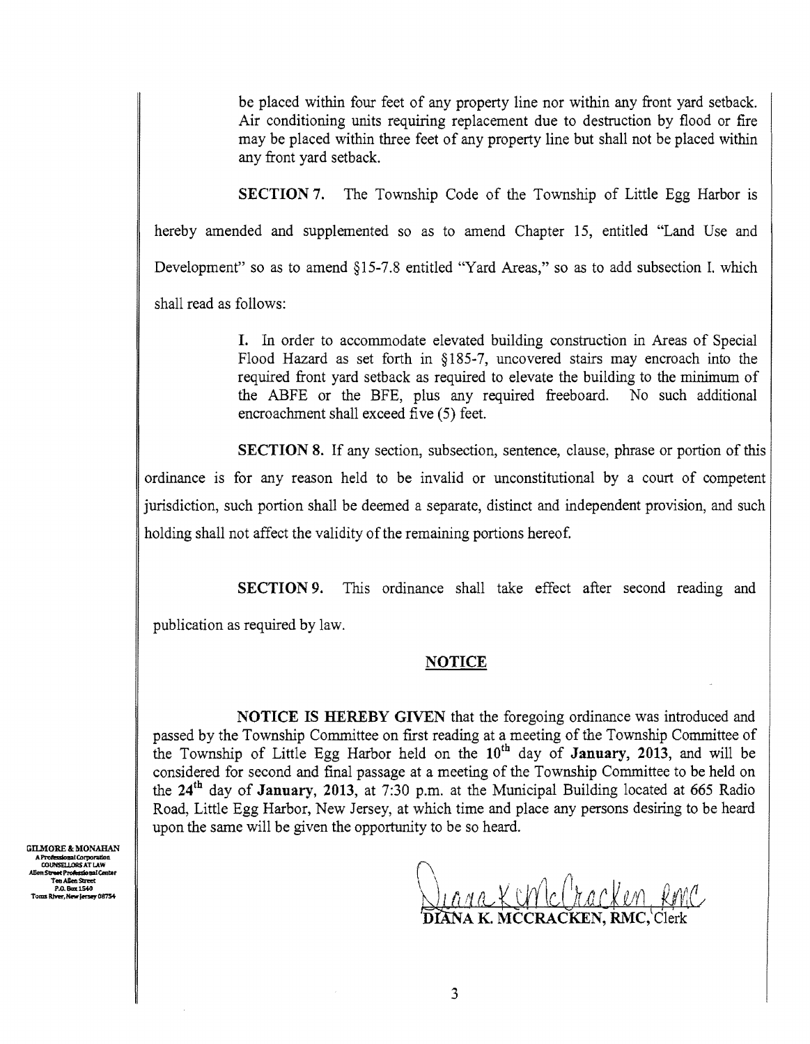be placed within four feet of any property line nor within any front yard setback. Air conditioning units requiring replacement due to destruction by flood or fire may be placed within three feet of any property line but shall not be placed within any front yard setback.

**SECTION 7.** The Township Code of the Township of Little Egg Harbor is hereby amended and supplemented so as to amend Chapter 15, entitled "Land Use and Development" so as to amend §15-7.8 entitled "Yard Areas," so as to add subsection I. which shall read as follows:

> **I.** In order to accommodate elevated building construction in Areas of Special Flood Hazard as set forth in §185-7, uncovered stairs may encroach into the required front yard setback as required to elevate the building to the minimum of the ABFE or the BFE, plus any required freeboard. No such additional encroachment shall exceed five (5) feet.

**SECTION 8.** If any section, subsection, sentence, clause, phrase or portion of this ordinance is for any reason held to be invalid or unconstitutional by a court of competent jurisdiction, such portion shall be deemed a separate, distinct and independent provision, and such holding shall not affect the validity of the remaining portions hereof.

**SECTION 9.** This ordinance shall take effect after second reading and publication as required by law.

## NOTICE

**NOTICE IS HEREBY GIVEN** that the foregoing ordinance was introduced and passed by the Township Committee on first reading at a meeting of the Township Committee of the Township of Little Egg Harbor held on the **10th** day of **January, 2013**, and will be considered for second and final passage at a meeting of the Township Committee to be held on the **24th** day of **January, 2013**, at 7:30 p.m. at the Municipal Building located at 665 Radio Road, Little Egg Harbor, New Jersey, at which time and place any persons desiring to be heard upon the same will be given the opportunity to be so heard.

GILMORE & MONAHAN
A Professional Corporation
COUNSELLORS AT LAW
Allen Street Professional Center
Ten Allen Street
P.O. Box 1540
Toms River, New Jersey 08754

Diana K. McCracken, RMC

**DIANA K. MCCRACKEN, RMC**, Clerk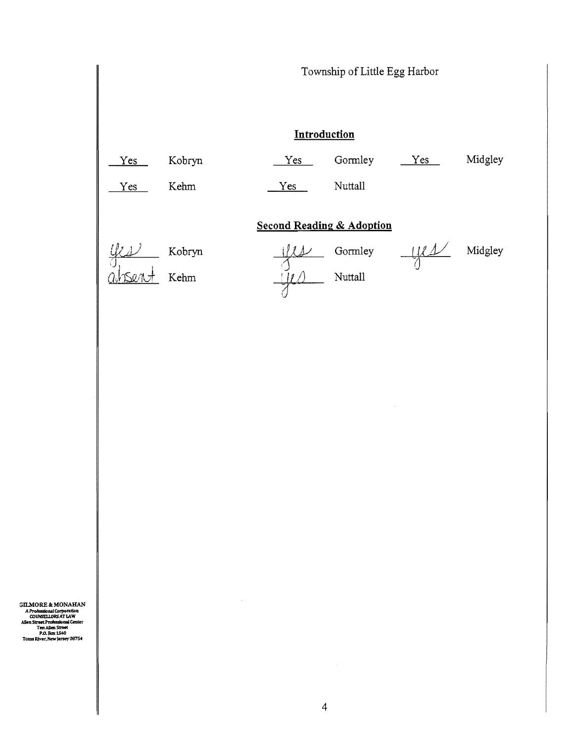Township of Little Egg Harbor

## Introduction

| | | | | | |
|---|---|---|---|---|---|
| Yes | Kobryn | Yes | Gormley | Yes | Midgley |
| Yes | Kehm | Yes | Nuttall | | |

## Second Reading & Adoption

| | | | | | |
|---|---|---|---|---|---|
| yes | Kobryn | yes | Gormley | yes | Midgley |
| absent | Kehm | yes | Nuttall | | |

GILMORE & MONAHAN
A Professional Corporation
COUNSELLORS AT LAW
Allen Street Professional Center
Ten Allen Street
P.O. Box 1540
Toms River, New Jersey 08754